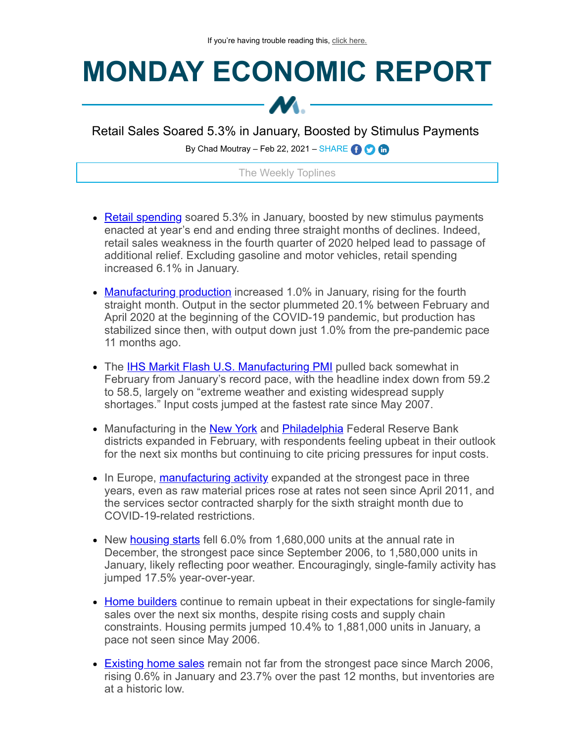If you're having trouble reading this, click here.

# MONDAY ECONOMIC REPORT

## Retail Sales Soared 5.3% in January, Boosted by Stimulus Payments

By Chad Moutray – Feb 22, 2021 – SHARE

The Weekly Toplines

- Retail spending soared 5.3% in January, boosted by new stimulus payments enacted at year's end and ending three straight months of declines. Indeed, retail sales weakness in the fourth quarter of 2020 helped lead to passage of additional relief. Excluding gasoline and motor vehicles, retail spending increased 6.1% in January.

- Manufacturing production increased 1.0% in January, rising for the fourth straight month. Output in the sector plummeted 20.1% between February and April 2020 at the beginning of the COVID-19 pandemic, but production has stabilized since then, with output down just 1.0% from the pre-pandemic pace 11 months ago.

- The IHS Markit Flash U.S. Manufacturing PMI pulled back somewhat in February from January's record pace, with the headline index down from 59.2 to 58.5, largely on "extreme weather and existing widespread supply shortages." Input costs jumped at the fastest rate since May 2007.

- Manufacturing in the New York and Philadelphia Federal Reserve Bank districts expanded in February, with respondents feeling upbeat in their outlook for the next six months but continuing to cite pricing pressures for input costs.

- In Europe, manufacturing activity expanded at the strongest pace in three years, even as raw material prices rose at rates not seen since April 2011, and the services sector contracted sharply for the sixth straight month due to COVID-19-related restrictions.

- New housing starts fell 6.0% from 1,680,000 units at the annual rate in December, the strongest pace since September 2006, to 1,580,000 units in January, likely reflecting poor weather. Encouragingly, single-family activity has jumped 17.5% year-over-year.

- Home builders continue to remain upbeat in their expectations for single-family sales over the next six months, despite rising costs and supply chain constraints. Housing permits jumped 10.4% to 1,881,000 units in January, a pace not seen since May 2006.

- Existing home sales remain not far from the strongest pace since March 2006, rising 0.6% in January and 23.7% over the past 12 months, but inventories are at a historic low.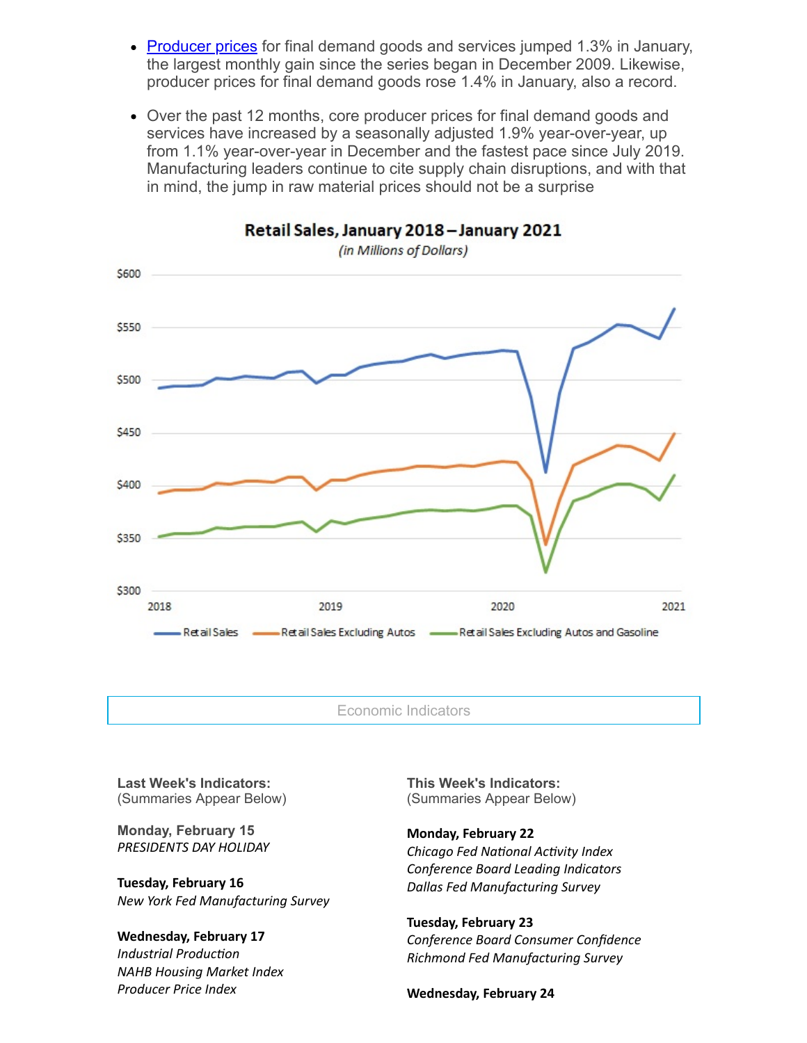- [Producer prices](#) for final demand goods and services jumped 1.3% in January, the largest monthly gain since the series began in December 2009. Likewise, producer prices for final demand goods rose 1.4% in January, also a record.
- Over the past 12 months, core producer prices for final demand goods and services have increased by a seasonally adjusted 1.9% year-over-year, up from 1.1% year-over-year in December and the fastest pace since July 2019. Manufacturing leaders continue to cite supply chain disruptions, and with that in mind, the jump in raw material prices should not be a surprise

**Retail Sales, January 2018 – January 2021**

*(in Millions of Dollars)*

Retail Sales — Retail Sales Excluding Autos — Retail Sales Excluding Autos and Gasoline

Economic Indicators

**Last Week's Indicators:**
(Summaries Appear Below)

**Monday, February 15**
*PRESIDENTS DAY HOLIDAY*

**Tuesday, February 16**
*New York Fed Manufacturing Survey*

**Wednesday, February 17**
*Industrial Production*
*NAHB Housing Market Index*
*Producer Price Index*

**This Week's Indicators:**
(Summaries Appear Below)

**Monday, February 22**
*Chicago Fed National Activity Index*
*Conference Board Leading Indicators*
*Dallas Fed Manufacturing Survey*

**Tuesday, February 23**
*Conference Board Consumer Confidence*
*Richmond Fed Manufacturing Survey*

**Wednesday, February 24**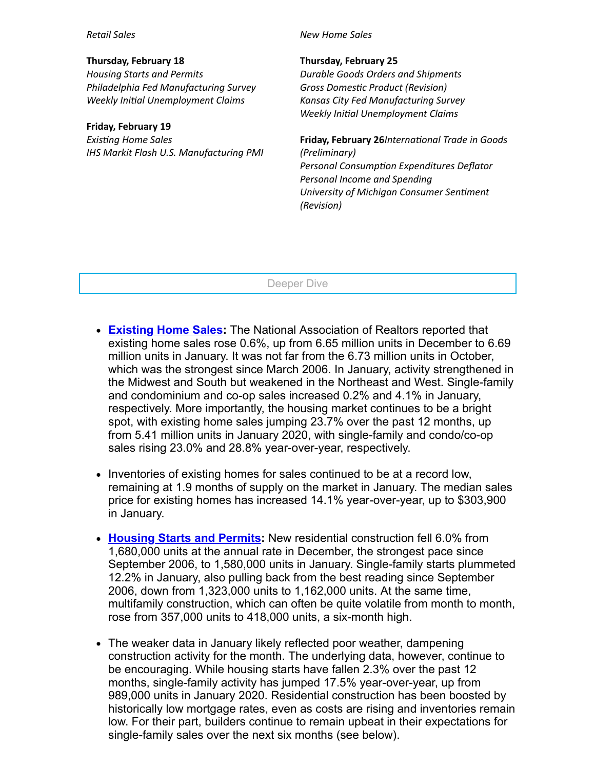*Retail Sales*

**Thursday, February 18**
*Housing Starts and Permits*
*Philadelphia Fed Manufacturing Survey*
*Weekly Initial Unemployment Claims*

**Friday, February 19**
*Existing Home Sales*
*IHS Markit Flash U.S. Manufacturing PMI*

*New Home Sales*

**Thursday, February 25**
*Durable Goods Orders and Shipments*
*Gross Domestic Product (Revision)*
*Kansas City Fed Manufacturing Survey*
*Weekly Initial Unemployment Claims*

**Friday, February 26** *International Trade in Goods (Preliminary)*
*Personal Consumption Expenditures Deflator*
*Personal Income and Spending*
*University of Michigan Consumer Sentiment (Revision)*

## Deeper Dive

- **Existing Home Sales:** The National Association of Realtors reported that existing home sales rose 0.6%, up from 6.65 million units in December to 6.69 million units in January. It was not far from the 6.73 million units in October, which was the strongest since March 2006. In January, activity strengthened in the Midwest and South but weakened in the Northeast and West. Single-family and condominium and co-op sales increased 0.2% and 4.1% in January, respectively. More importantly, the housing market continues to be a bright spot, with existing home sales jumping 23.7% over the past 12 months, up from 5.41 million units in January 2020, with single-family and condo/co-op sales rising 23.0% and 28.8% year-over-year, respectively.

- Inventories of existing homes for sales continued to be at a record low, remaining at 1.9 months of supply on the market in January. The median sales price for existing homes has increased 14.1% year-over-year, up to $303,900 in January.

- **Housing Starts and Permits:** New residential construction fell 6.0% from 1,680,000 units at the annual rate in December, the strongest pace since September 2006, to 1,580,000 units in January. Single-family starts plummeted 12.2% in January, also pulling back from the best reading since September 2006, down from 1,323,000 units to 1,162,000 units. At the same time, multifamily construction, which can often be quite volatile from month to month, rose from 357,000 units to 418,000 units, a six-month high.

- The weaker data in January likely reflected poor weather, dampening construction activity for the month. The underlying data, however, continue to be encouraging. While housing starts have fallen 2.3% over the past 12 months, single-family activity has jumped 17.5% year-over-year, up from 989,000 units in January 2020. Residential construction has been boosted by historically low mortgage rates, even as costs are rising and inventories remain low. For their part, builders continue to remain upbeat in their expectations for single-family sales over the next six months (see below).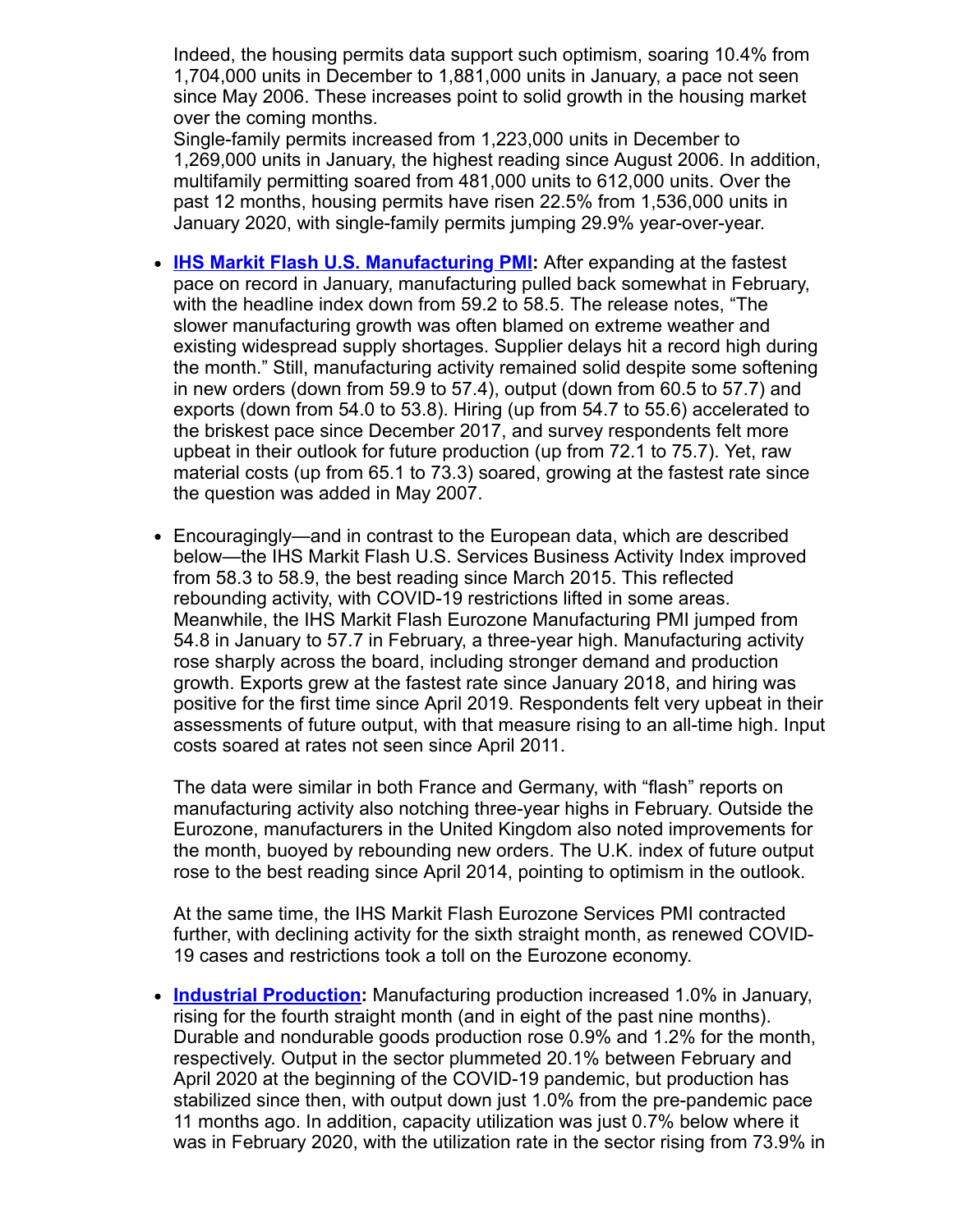Indeed, the housing permits data support such optimism, soaring 10.4% from 1,704,000 units in December to 1,881,000 units in January, a pace not seen since May 2006. These increases point to solid growth in the housing market over the coming months.
Single-family permits increased from 1,223,000 units in December to 1,269,000 units in January, the highest reading since August 2006. In addition, multifamily permitting soared from 481,000 units to 612,000 units. Over the past 12 months, housing permits have risen 22.5% from 1,536,000 units in January 2020, with single-family permits jumping 29.9% year-over-year.

- **IHS Markit Flash U.S. Manufacturing PMI:** After expanding at the fastest pace on record in January, manufacturing pulled back somewhat in February, with the headline index down from 59.2 to 58.5. The release notes, "The slower manufacturing growth was often blamed on extreme weather and existing widespread supply shortages. Supplier delays hit a record high during the month." Still, manufacturing activity remained solid despite some softening in new orders (down from 59.9 to 57.4), output (down from 60.5 to 57.7) and exports (down from 54.0 to 53.8). Hiring (up from 54.7 to 55.6) accelerated to the briskest pace since December 2017, and survey respondents felt more upbeat in their outlook for future production (up from 72.1 to 75.7). Yet, raw material costs (up from 65.1 to 73.3) soared, growing at the fastest rate since the question was added in May 2007.

- Encouragingly—and in contrast to the European data, which are described below—the IHS Markit Flash U.S. Services Business Activity Index improved from 58.3 to 58.9, the best reading since March 2015. This reflected rebounding activity, with COVID-19 restrictions lifted in some areas. Meanwhile, the IHS Markit Flash Eurozone Manufacturing PMI jumped from 54.8 in January to 57.7 in February, a three-year high. Manufacturing activity rose sharply across the board, including stronger demand and production growth. Exports grew at the fastest rate since January 2018, and hiring was positive for the first time since April 2019. Respondents felt very upbeat in their assessments of future output, with that measure rising to an all-time high. Input costs soared at rates not seen since April 2011.

  The data were similar in both France and Germany, with "flash" reports on manufacturing activity also notching three-year highs in February. Outside the Eurozone, manufacturers in the United Kingdom also noted improvements for the month, buoyed by rebounding new orders. The U.K. index of future output rose to the best reading since April 2014, pointing to optimism in the outlook.

  At the same time, the IHS Markit Flash Eurozone Services PMI contracted further, with declining activity for the sixth straight month, as renewed COVID-19 cases and restrictions took a toll on the Eurozone economy.

- **Industrial Production:** Manufacturing production increased 1.0% in January, rising for the fourth straight month (and in eight of the past nine months). Durable and nondurable goods production rose 0.9% and 1.2% for the month, respectively. Output in the sector plummeted 20.1% between February and April 2020 at the beginning of the COVID-19 pandemic, but production has stabilized since then, with output down just 1.0% from the pre-pandemic pace 11 months ago. In addition, capacity utilization was just 0.7% below where it was in February 2020, with the utilization rate in the sector rising from 73.9% in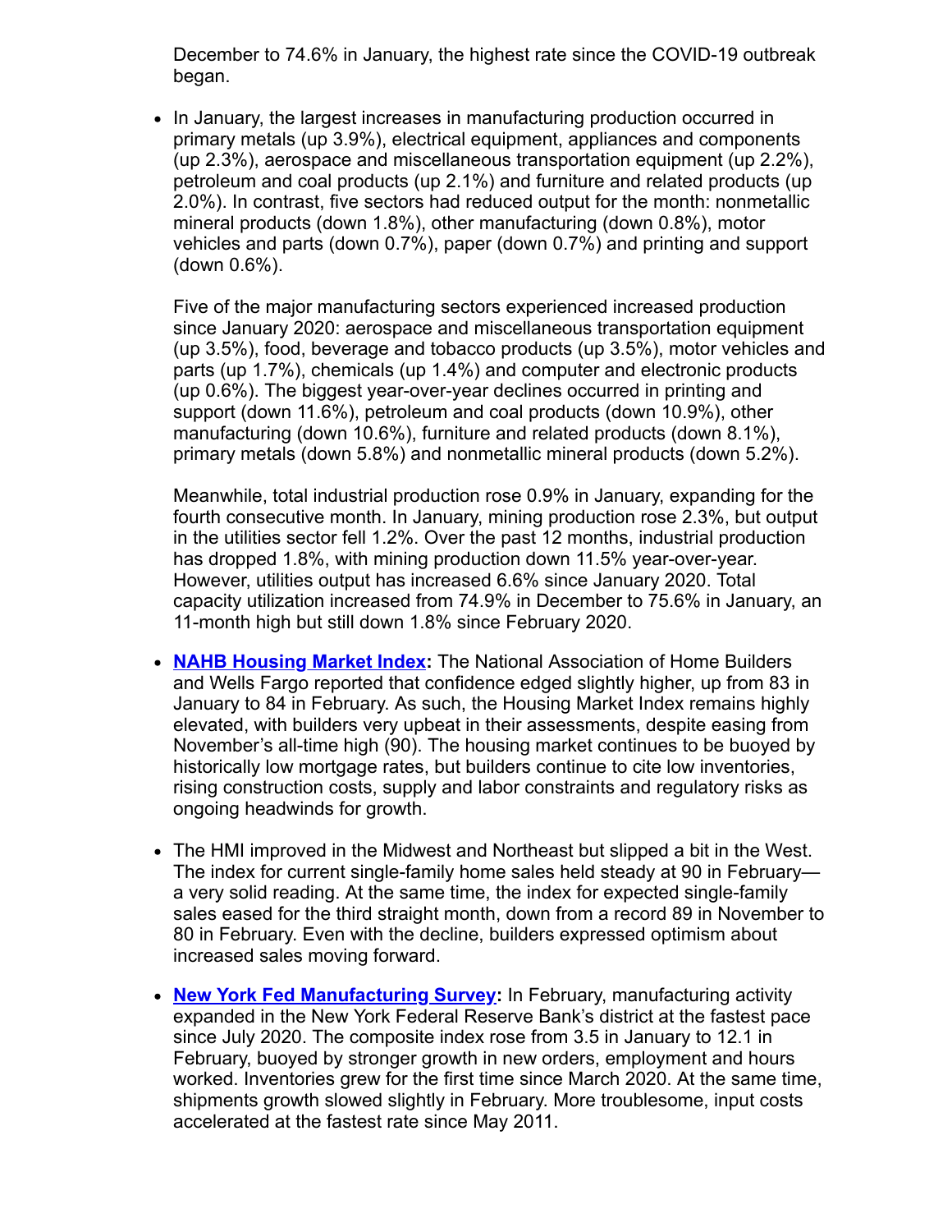December to 74.6% in January, the highest rate since the COVID-19 outbreak began.

- In January, the largest increases in manufacturing production occurred in primary metals (up 3.9%), electrical equipment, appliances and components (up 2.3%), aerospace and miscellaneous transportation equipment (up 2.2%), petroleum and coal products (up 2.1%) and furniture and related products (up 2.0%). In contrast, five sectors had reduced output for the month: nonmetallic mineral products (down 1.8%), other manufacturing (down 0.8%), motor vehicles and parts (down 0.7%), paper (down 0.7%) and printing and support (down 0.6%).

  Five of the major manufacturing sectors experienced increased production since January 2020: aerospace and miscellaneous transportation equipment (up 3.5%), food, beverage and tobacco products (up 3.5%), motor vehicles and parts (up 1.7%), chemicals (up 1.4%) and computer and electronic products (up 0.6%). The biggest year-over-year declines occurred in printing and support (down 11.6%), petroleum and coal products (down 10.9%), other manufacturing (down 10.6%), furniture and related products (down 8.1%), primary metals (down 5.8%) and nonmetallic mineral products (down 5.2%).

  Meanwhile, total industrial production rose 0.9% in January, expanding for the fourth consecutive month. In January, mining production rose 2.3%, but output in the utilities sector fell 1.2%. Over the past 12 months, industrial production has dropped 1.8%, with mining production down 11.5% year-over-year. However, utilities output has increased 6.6% since January 2020. Total capacity utilization increased from 74.9% in December to 75.6% in January, an 11-month high but still down 1.8% since February 2020.

- **NAHB Housing Market Index:** The National Association of Home Builders and Wells Fargo reported that confidence edged slightly higher, up from 83 in January to 84 in February. As such, the Housing Market Index remains highly elevated, with builders very upbeat in their assessments, despite easing from November's all-time high (90). The housing market continues to be buoyed by historically low mortgage rates, but builders continue to cite low inventories, rising construction costs, supply and labor constraints and regulatory risks as ongoing headwinds for growth.

- The HMI improved in the Midwest and Northeast but slipped a bit in the West. The index for current single-family home sales held steady at 90 in February—a very solid reading. At the same time, the index for expected single-family sales eased for the third straight month, down from a record 89 in November to 80 in February. Even with the decline, builders expressed optimism about increased sales moving forward.

- **New York Fed Manufacturing Survey:** In February, manufacturing activity expanded in the New York Federal Reserve Bank's district at the fastest pace since July 2020. The composite index rose from 3.5 in January to 12.1 in February, buoyed by stronger growth in new orders, employment and hours worked. Inventories grew for the first time since March 2020. At the same time, shipments growth slowed slightly in February. More troublesome, input costs accelerated at the fastest rate since May 2011.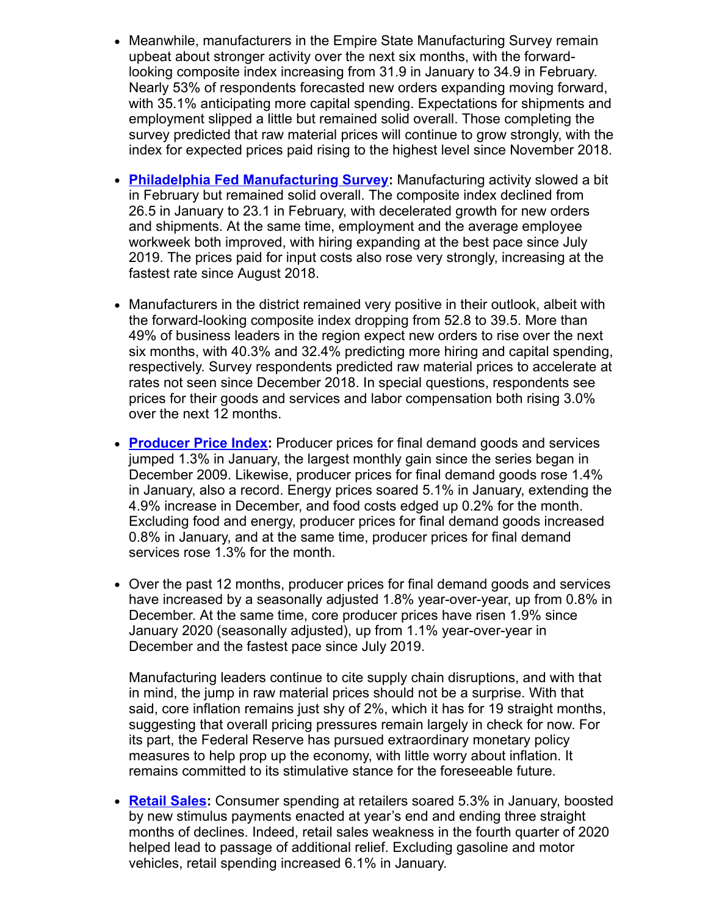- Meanwhile, manufacturers in the Empire State Manufacturing Survey remain upbeat about stronger activity over the next six months, with the forward-looking composite index increasing from 31.9 in January to 34.9 in February. Nearly 53% of respondents forecasted new orders expanding moving forward, with 35.1% anticipating more capital spending. Expectations for shipments and employment slipped a little but remained solid overall. Those completing the survey predicted that raw material prices will continue to grow strongly, with the index for expected prices paid rising to the highest level since November 2018.

- **Philadelphia Fed Manufacturing Survey:** Manufacturing activity slowed a bit in February but remained solid overall. The composite index declined from 26.5 in January to 23.1 in February, with decelerated growth for new orders and shipments. At the same time, employment and the average employee workweek both improved, with hiring expanding at the best pace since July 2019. The prices paid for input costs also rose very strongly, increasing at the fastest rate since August 2018.

- Manufacturers in the district remained very positive in their outlook, albeit with the forward-looking composite index dropping from 52.8 to 39.5. More than 49% of business leaders in the region expect new orders to rise over the next six months, with 40.3% and 32.4% predicting more hiring and capital spending, respectively. Survey respondents predicted raw material prices to accelerate at rates not seen since December 2018. In special questions, respondents see prices for their goods and services and labor compensation both rising 3.0% over the next 12 months.

- **Producer Price Index:** Producer prices for final demand goods and services jumped 1.3% in January, the largest monthly gain since the series began in December 2009. Likewise, producer prices for final demand goods rose 1.4% in January, also a record. Energy prices soared 5.1% in January, extending the 4.9% increase in December, and food costs edged up 0.2% for the month. Excluding food and energy, producer prices for final demand goods increased 0.8% in January, and at the same time, producer prices for final demand services rose 1.3% for the month.

- Over the past 12 months, producer prices for final demand goods and services have increased by a seasonally adjusted 1.8% year-over-year, up from 0.8% in December. At the same time, core producer prices have risen 1.9% since January 2020 (seasonally adjusted), up from 1.1% year-over-year in December and the fastest pace since July 2019.

  Manufacturing leaders continue to cite supply chain disruptions, and with that in mind, the jump in raw material prices should not be a surprise. With that said, core inflation remains just shy of 2%, which it has for 19 straight months, suggesting that overall pricing pressures remain largely in check for now. For its part, the Federal Reserve has pursued extraordinary monetary policy measures to help prop up the economy, with little worry about inflation. It remains committed to its stimulative stance for the foreseeable future.

- **Retail Sales:** Consumer spending at retailers soared 5.3% in January, boosted by new stimulus payments enacted at year's end and ending three straight months of declines. Indeed, retail sales weakness in the fourth quarter of 2020 helped lead to passage of additional relief. Excluding gasoline and motor vehicles, retail spending increased 6.1% in January.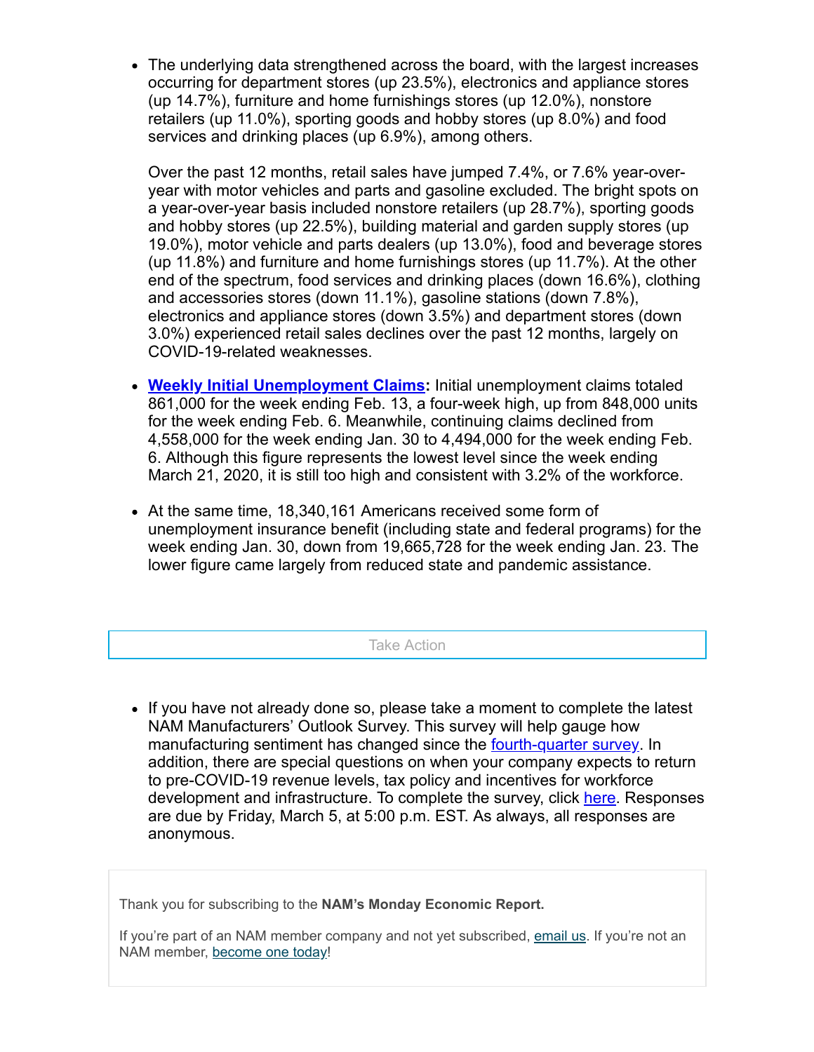- The underlying data strengthened across the board, with the largest increases occurring for department stores (up 23.5%), electronics and appliance stores (up 14.7%), furniture and home furnishings stores (up 12.0%), nonstore retailers (up 11.0%), sporting goods and hobby stores (up 8.0%) and food services and drinking places (up 6.9%), among others.

  Over the past 12 months, retail sales have jumped 7.4%, or 7.6% year-over-year with motor vehicles and parts and gasoline excluded. The bright spots on a year-over-year basis included nonstore retailers (up 28.7%), sporting goods and hobby stores (up 22.5%), building material and garden supply stores (up 19.0%), motor vehicle and parts dealers (up 13.0%), food and beverage stores (up 11.8%) and furniture and home furnishings stores (up 11.7%). At the other end of the spectrum, food services and drinking places (down 16.6%), clothing and accessories stores (down 11.1%), gasoline stations (down 7.8%), electronics and appliance stores (down 3.5%) and department stores (down 3.0%) experienced retail sales declines over the past 12 months, largely on COVID-19-related weaknesses.

- **Weekly Initial Unemployment Claims:** Initial unemployment claims totaled 861,000 for the week ending Feb. 13, a four-week high, up from 848,000 units for the week ending Feb. 6. Meanwhile, continuing claims declined from 4,558,000 for the week ending Jan. 30 to 4,494,000 for the week ending Feb. 6. Although this figure represents the lowest level since the week ending March 21, 2020, it is still too high and consistent with 3.2% of the workforce.

- At the same time, 18,340,161 Americans received some form of unemployment insurance benefit (including state and federal programs) for the week ending Jan. 30, down from 19,665,728 for the week ending Jan. 23. The lower figure came largely from reduced state and pandemic assistance.

## Take Action

- If you have not already done so, please take a moment to complete the latest NAM Manufacturers' Outlook Survey. This survey will help gauge how manufacturing sentiment has changed since the fourth-quarter survey. In addition, there are special questions on when your company expects to return to pre-COVID-19 revenue levels, tax policy and incentives for workforce development and infrastructure. To complete the survey, click here. Responses are due by Friday, March 5, at 5:00 p.m. EST. As always, all responses are anonymous.

Thank you for subscribing to the **NAM's Monday Economic Report.**

If you're part of an NAM member company and not yet subscribed, email us. If you're not an NAM member, become one today!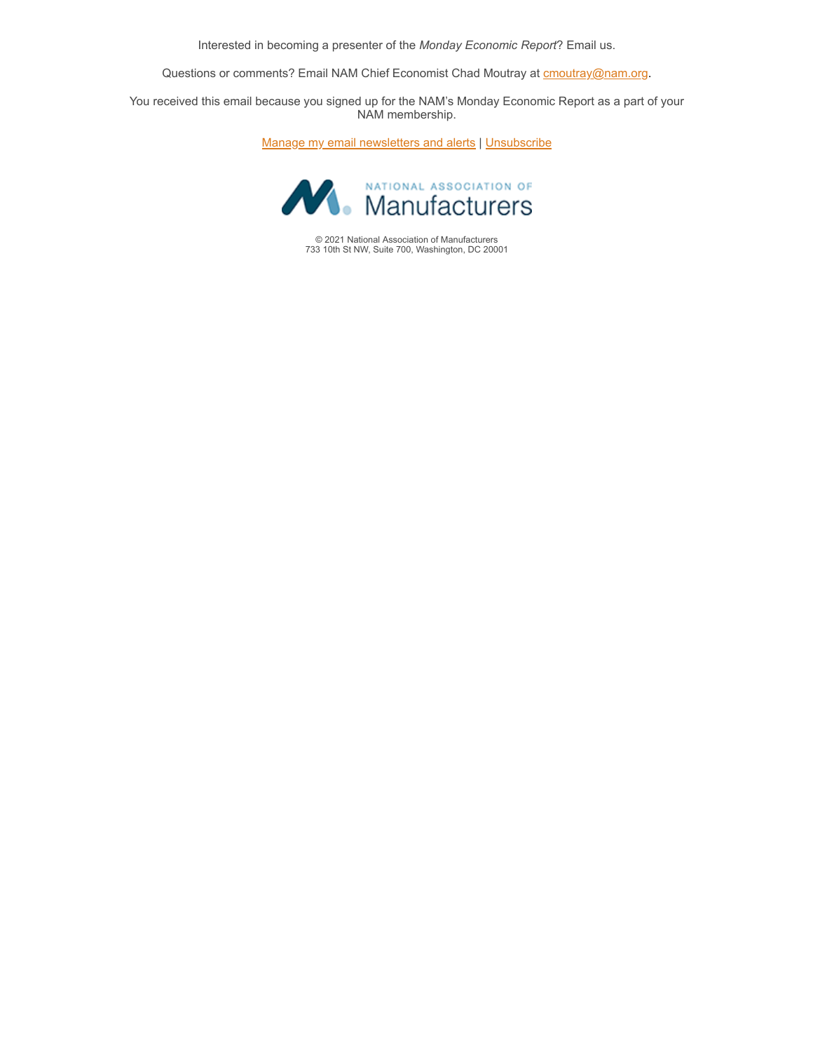Interested in becoming a presenter of the *Monday Economic Report*? Email us.

Questions or comments? Email NAM Chief Economist Chad Moutray at cmoutray@nam.org.

You received this email because you signed up for the NAM's Monday Economic Report as a part of your NAM membership.

Manage my email newsletters and alerts | Unsubscribe

NATIONAL ASSOCIATION OF Manufacturers

© 2021 National Association of Manufacturers
733 10th St NW, Suite 700, Washington, DC 20001